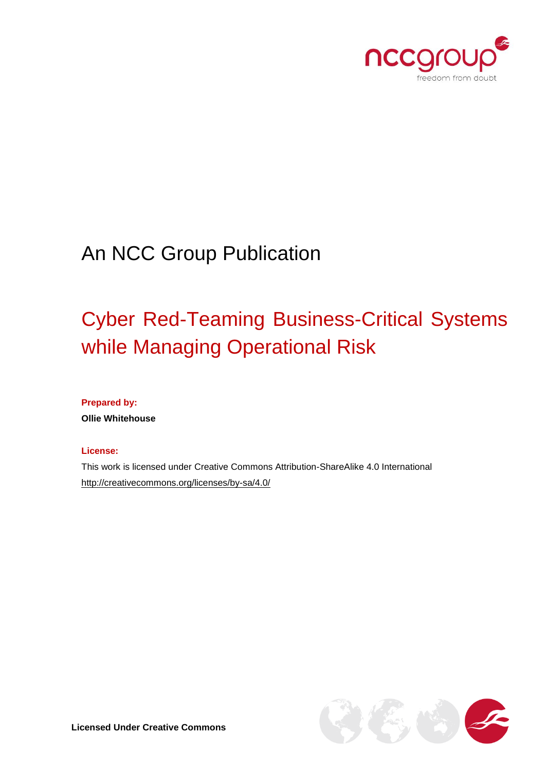An NCC Group Publication

# Cyber Red-Teaming Business-Critical Systems while Managing Operational Risk

**Prepared by:**

**Ollie Whitehouse**

**License:**

This work is licensed under Creative Commons Attribution-ShareAlike 4.0 International

http://creativecommons.org/licenses/by-sa/4.0/

**Licensed Under Creative Commons**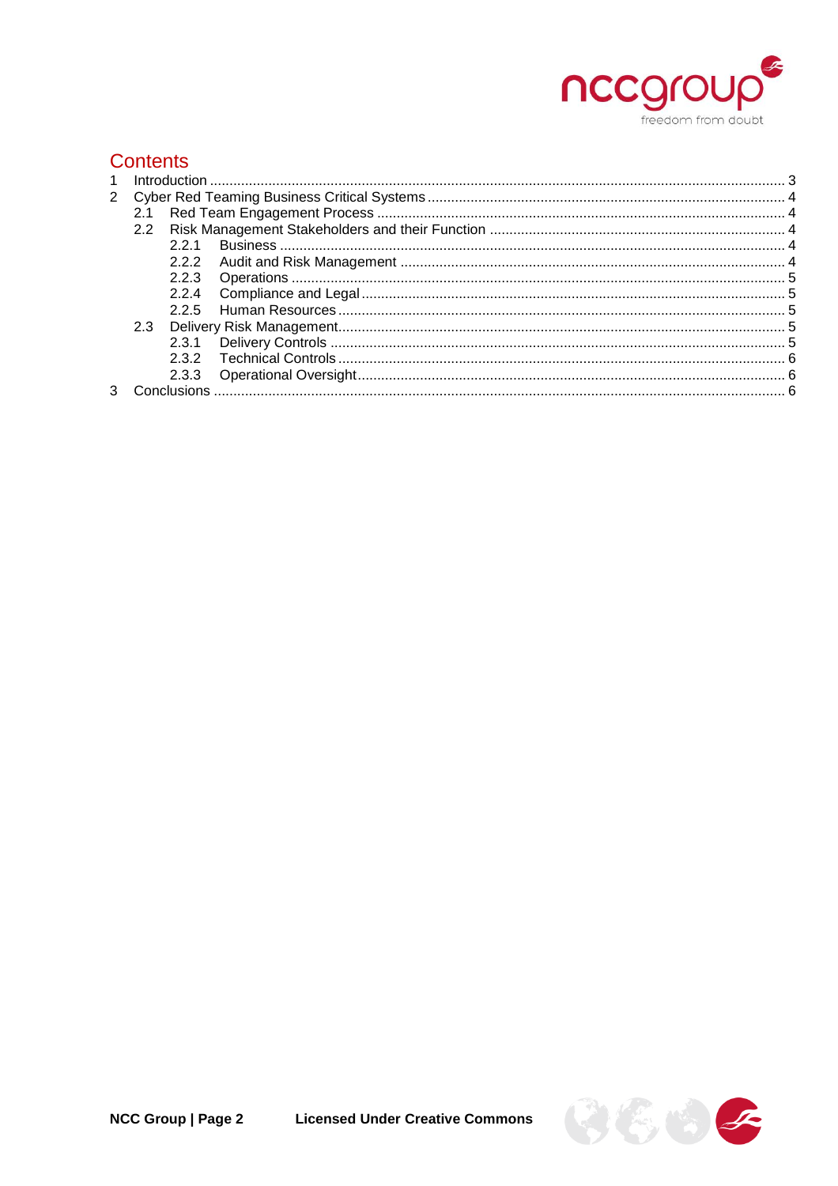# Contents

1 Introduction ........ 3

2 Cyber Red Teaming Business Critical Systems ........ 4

- 2.1 Red Team Engagement Process ........ 4
- 2.2 Risk Management Stakeholders and their Function ........ 4
  - 2.2.1 Business ........ 4
  - 2.2.2 Audit and Risk Management ........ 4
  - 2.2.3 Operations ........ 5
  - 2.2.4 Compliance and Legal ........ 5
  - 2.2.5 Human Resources ........ 5
- 2.3 Delivery Risk Management ........ 5
  - 2.3.1 Delivery Controls ........ 5
  - 2.3.2 Technical Controls ........ 6
  - 2.3.3 Operational Oversight ........ 6

3 Conclusions ........ 6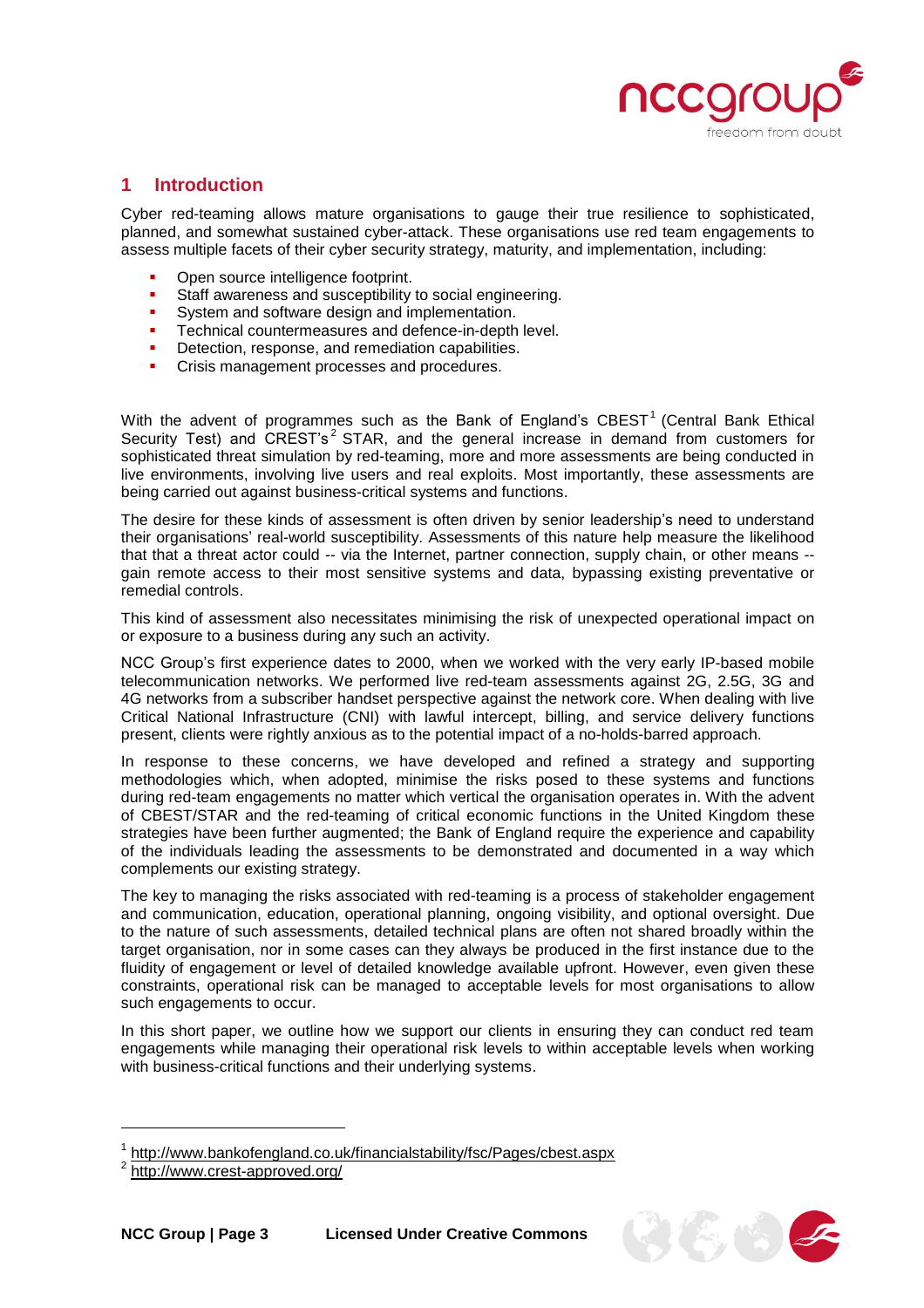## 1 Introduction

Cyber red-teaming allows mature organisations to gauge their true resilience to sophisticated, planned, and somewhat sustained cyber-attack. These organisations use red team engagements to assess multiple facets of their cyber security strategy, maturity, and implementation, including:

- Open source intelligence footprint.
- Staff awareness and susceptibility to social engineering.
- System and software design and implementation.
- Technical countermeasures and defence-in-depth level.
- Detection, response, and remediation capabilities.
- Crisis management processes and procedures.

With the advent of programmes such as the Bank of England's CBEST[1] (Central Bank Ethical Security Test) and CREST's[2] STAR, and the general increase in demand from customers for sophisticated threat simulation by red-teaming, more and more assessments are being conducted in live environments, involving live users and real exploits. Most importantly, these assessments are being carried out against business-critical systems and functions.

The desire for these kinds of assessment is often driven by senior leadership's need to understand their organisations' real-world susceptibility. Assessments of this nature help measure the likelihood that that a threat actor could -- via the Internet, partner connection, supply chain, or other means -- gain remote access to their most sensitive systems and data, bypassing existing preventative or remedial controls.

This kind of assessment also necessitates minimising the risk of unexpected operational impact on or exposure to a business during any such an activity.

NCC Group's first experience dates to 2000, when we worked with the very early IP-based mobile telecommunication networks. We performed live red-team assessments against 2G, 2.5G, 3G and 4G networks from a subscriber handset perspective against the network core. When dealing with live Critical National Infrastructure (CNI) with lawful intercept, billing, and service delivery functions present, clients were rightly anxious as to the potential impact of a no-holds-barred approach.

In response to these concerns, we have developed and refined a strategy and supporting methodologies which, when adopted, minimise the risks posed to these systems and functions during red-team engagements no matter which vertical the organisation operates in. With the advent of CBEST/STAR and the red-teaming of critical economic functions in the United Kingdom these strategies have been further augmented; the Bank of England require the experience and capability of the individuals leading the assessments to be demonstrated and documented in a way which complements our existing strategy.

The key to managing the risks associated with red-teaming is a process of stakeholder engagement and communication, education, operational planning, ongoing visibility, and optional oversight. Due to the nature of such assessments, detailed technical plans are often not shared broadly within the target organisation, nor in some cases can they always be produced in the first instance due to the fluidity of engagement or level of detailed knowledge available upfront. However, even given these constraints, operational risk can be managed to acceptable levels for most organisations to allow such engagements to occur.

In this short paper, we outline how we support our clients in ensuring they can conduct red team engagements while managing their operational risk levels to within acceptable levels when working with business-critical functions and their underlying systems.

---

[1] http://www.bankofengland.co.uk/financialstability/fsc/Pages/cbest.aspx

[2] http://www.crest-approved.org/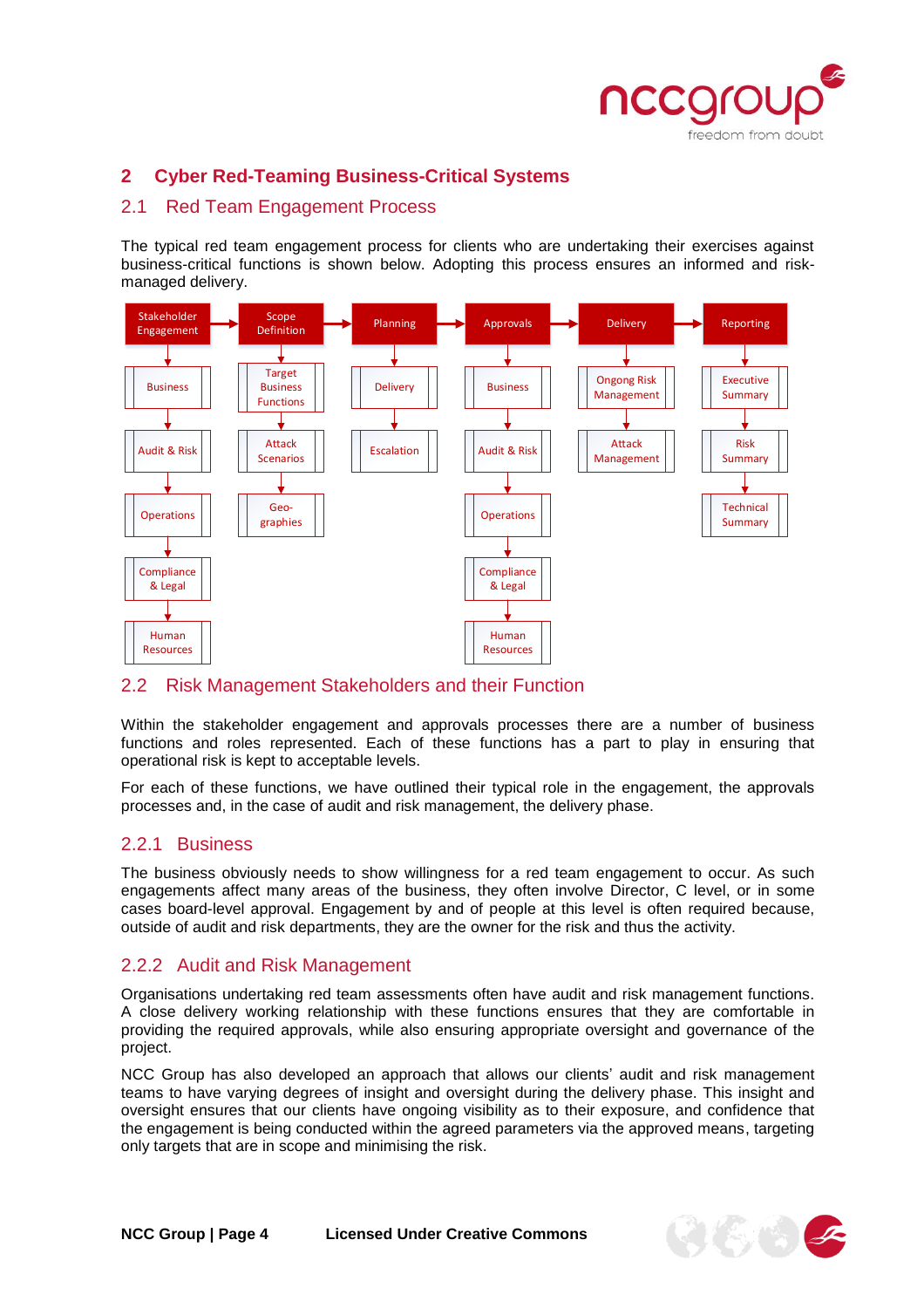## 2 Cyber Red-Teaming Business-Critical Systems

### 2.1 Red Team Engagement Process

The typical red team engagement process for clients who are undertaking their exercises against business-critical functions is shown below. Adopting this process ensures an informed and risk-managed delivery.

| Stakeholder Engagement | Scope Definition | Planning | Approvals | Delivery | Reporting |
| --- | --- | --- | --- | --- | --- |
| Business | Target Business Functions | Delivery | Business | Ongong Risk Management | Executive Summary |
| Audit & Risk | Attack Scenarios | Escalation | Audit & Risk | Attack Management | Risk Summary |
| Operations | Geo-graphies | | Operations | | Technical Summary |
| Compliance & Legal | | | Compliance & Legal | | |
| Human Resources | | | Human Resources | | |

### 2.2 Risk Management Stakeholders and their Function

Within the stakeholder engagement and approvals processes there are a number of business functions and roles represented. Each of these functions has a part to play in ensuring that operational risk is kept to acceptable levels.

For each of these functions, we have outlined their typical role in the engagement, the approvals processes and, in the case of audit and risk management, the delivery phase.

#### 2.2.1 Business

The business obviously needs to show willingness for a red team engagement to occur. As such engagements affect many areas of the business, they often involve Director, C level, or in some cases board-level approval. Engagement by and of people at this level is often required because, outside of audit and risk departments, they are the owner for the risk and thus the activity.

#### 2.2.2 Audit and Risk Management

Organisations undertaking red team assessments often have audit and risk management functions. A close delivery working relationship with these functions ensures that they are comfortable in providing the required approvals, while also ensuring appropriate oversight and governance of the project.

NCC Group has also developed an approach that allows our clients' audit and risk management teams to have varying degrees of insight and oversight during the delivery phase. This insight and oversight ensures that our clients have ongoing visibility as to their exposure, and confidence that the engagement is being conducted within the agreed parameters via the approved means, targeting only targets that are in scope and minimising the risk.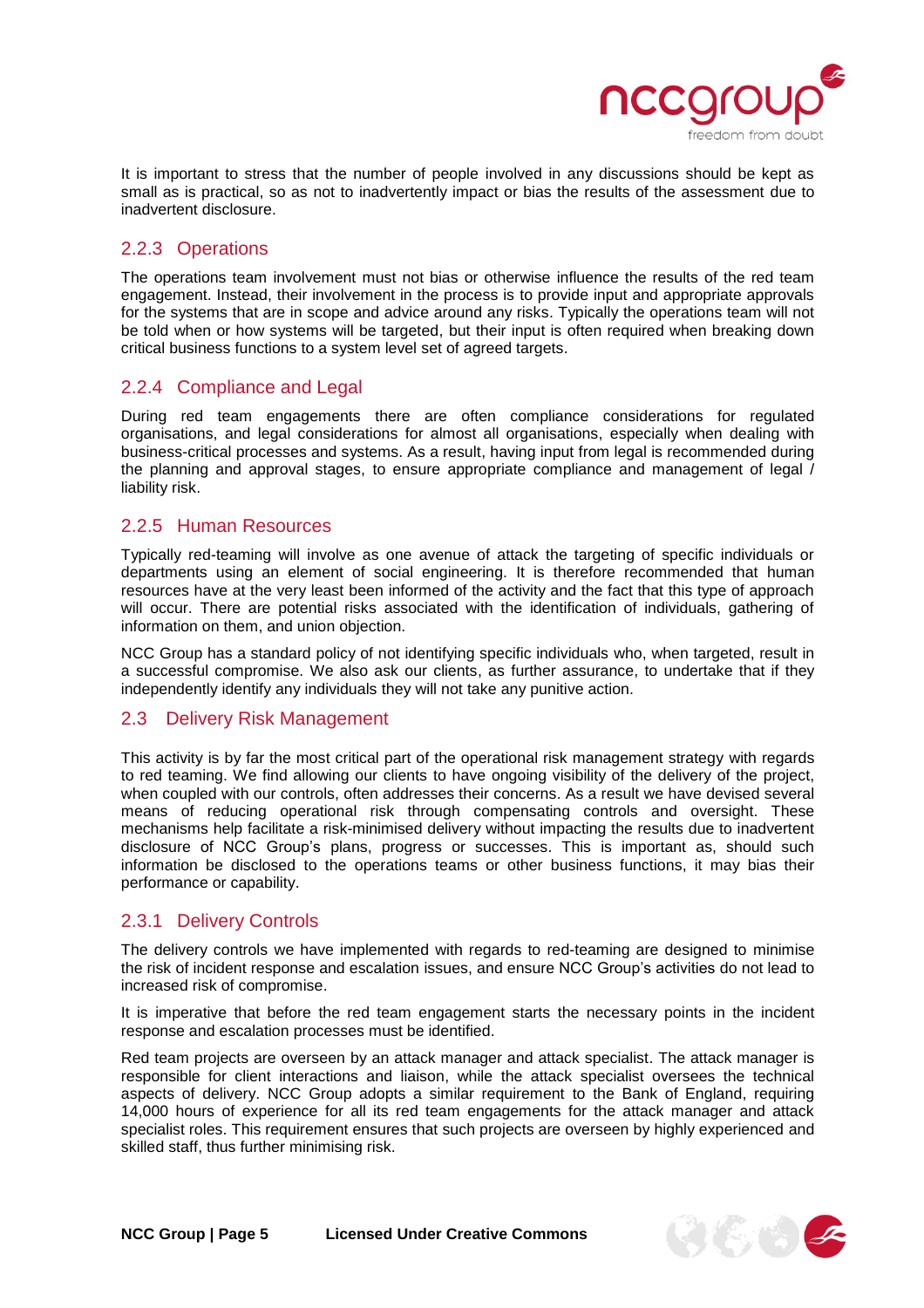It is important to stress that the number of people involved in any discussions should be kept as small as is practical, so as not to inadvertently impact or bias the results of the assessment due to inadvertent disclosure.

### 2.2.3 Operations

The operations team involvement must not bias or otherwise influence the results of the red team engagement. Instead, their involvement in the process is to provide input and appropriate approvals for the systems that are in scope and advice around any risks. Typically the operations team will not be told when or how systems will be targeted, but their input is often required when breaking down critical business functions to a system level set of agreed targets.

### 2.2.4 Compliance and Legal

During red team engagements there are often compliance considerations for regulated organisations, and legal considerations for almost all organisations, especially when dealing with business-critical processes and systems. As a result, having input from legal is recommended during the planning and approval stages, to ensure appropriate compliance and management of legal / liability risk.

### 2.2.5 Human Resources

Typically red-teaming will involve as one avenue of attack the targeting of specific individuals or departments using an element of social engineering. It is therefore recommended that human resources have at the very least been informed of the activity and the fact that this type of approach will occur. There are potential risks associated with the identification of individuals, gathering of information on them, and union objection.

NCC Group has a standard policy of not identifying specific individuals who, when targeted, result in a successful compromise. We also ask our clients, as further assurance, to undertake that if they independently identify any individuals they will not take any punitive action.

## 2.3 Delivery Risk Management

This activity is by far the most critical part of the operational risk management strategy with regards to red teaming. We find allowing our clients to have ongoing visibility of the delivery of the project, when coupled with our controls, often addresses their concerns. As a result we have devised several means of reducing operational risk through compensating controls and oversight. These mechanisms help facilitate a risk-minimised delivery without impacting the results due to inadvertent disclosure of NCC Group's plans, progress or successes. This is important as, should such information be disclosed to the operations teams or other business functions, it may bias their performance or capability.

### 2.3.1 Delivery Controls

The delivery controls we have implemented with regards to red-teaming are designed to minimise the risk of incident response and escalation issues, and ensure NCC Group's activities do not lead to increased risk of compromise.

It is imperative that before the red team engagement starts the necessary points in the incident response and escalation processes must be identified.

Red team projects are overseen by an attack manager and attack specialist. The attack manager is responsible for client interactions and liaison, while the attack specialist oversees the technical aspects of delivery. NCC Group adopts a similar requirement to the Bank of England, requiring 14,000 hours of experience for all its red team engagements for the attack manager and attack specialist roles. This requirement ensures that such projects are overseen by highly experienced and skilled staff, thus further minimising risk.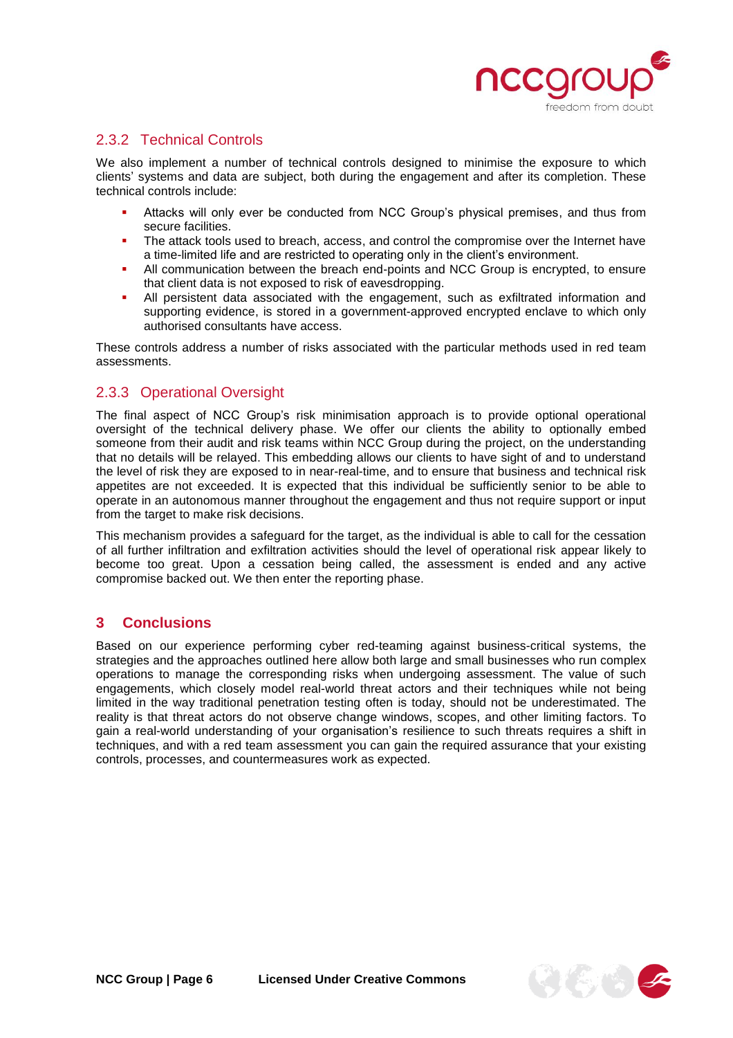### 2.3.2 Technical Controls

We also implement a number of technical controls designed to minimise the exposure to which clients' systems and data are subject, both during the engagement and after its completion. These technical controls include:

- Attacks will only ever be conducted from NCC Group's physical premises, and thus from secure facilities.
- The attack tools used to breach, access, and control the compromise over the Internet have a time-limited life and are restricted to operating only in the client's environment.
- All communication between the breach end-points and NCC Group is encrypted, to ensure that client data is not exposed to risk of eavesdropping.
- All persistent data associated with the engagement, such as exfiltrated information and supporting evidence, is stored in a government-approved encrypted enclave to which only authorised consultants have access.

These controls address a number of risks associated with the particular methods used in red team assessments.

### 2.3.3 Operational Oversight

The final aspect of NCC Group's risk minimisation approach is to provide optional operational oversight of the technical delivery phase. We offer our clients the ability to optionally embed someone from their audit and risk teams within NCC Group during the project, on the understanding that no details will be relayed. This embedding allows our clients to have sight of and to understand the level of risk they are exposed to in near-real-time, and to ensure that business and technical risk appetites are not exceeded. It is expected that this individual be sufficiently senior to be able to operate in an autonomous manner throughout the engagement and thus not require support or input from the target to make risk decisions.

This mechanism provides a safeguard for the target, as the individual is able to call for the cessation of all further infiltration and exfiltration activities should the level of operational risk appear likely to become too great. Upon a cessation being called, the assessment is ended and any active compromise backed out. We then enter the reporting phase.

## 3 Conclusions

Based on our experience performing cyber red-teaming against business-critical systems, the strategies and the approaches outlined here allow both large and small businesses who run complex operations to manage the corresponding risks when undergoing assessment. The value of such engagements, which closely model real-world threat actors and their techniques while not being limited in the way traditional penetration testing often is today, should not be underestimated. The reality is that threat actors do not observe change windows, scopes, and other limiting factors. To gain a real-world understanding of your organisation's resilience to such threats requires a shift in techniques, and with a red team assessment you can gain the required assurance that your existing controls, processes, and countermeasures work as expected.